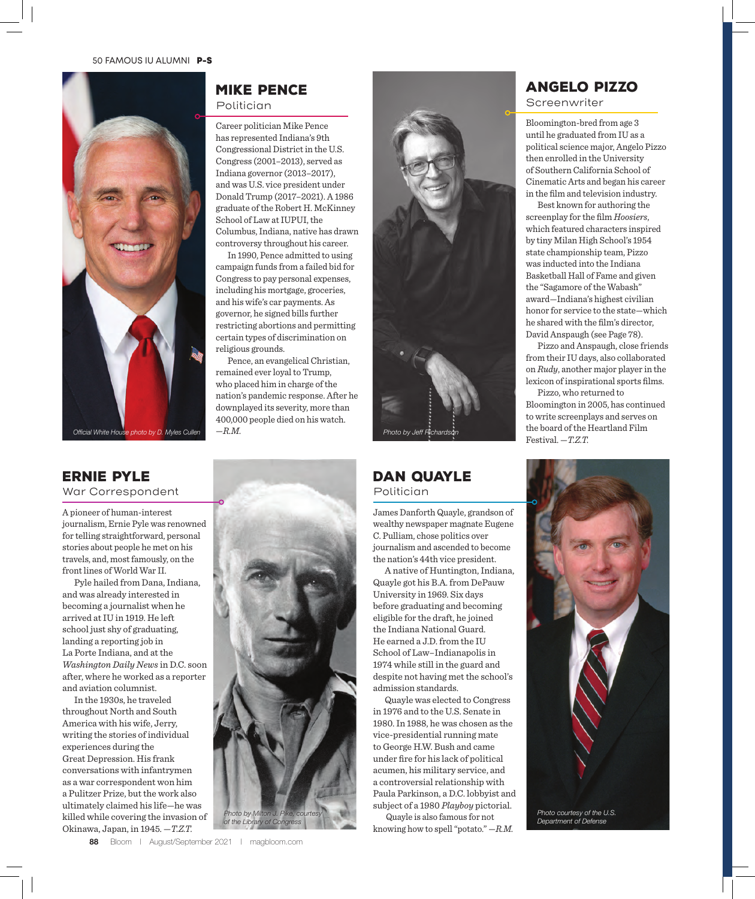## MIKE PENCE

Politician

Career politician Mike Pence has represented Indiana's 9th Congressional District in the U.S. Congress (2001–2013), served as Indiana governor (2013–2017), and was U.S. vice president under Donald Trump (2017–2021). A 1986 graduate of the Robert H. McKinney School of Law at IUPUI, the Columbus, Indiana, native has drawn controversy throughout his career.

In 1990, Pence admitted to using campaign funds from a failed bid for Congress to pay personal expenses, including his mortgage, groceries, and his wife's car payments. As governor, he signed bills further restricting abortions and permitting certain types of discrimination on religious grounds.

Pence, an evangelical Christian, remained ever loyal to Trump, who placed him in charge of the nation's pandemic response. After he downplayed its severity, more than 400,000 people died on his watch. —*R.M.*

Official White House photo by D. Myles Cullen

## ANGELO PIZZO

Screenwriter

Bloomington-bred from age 3 until he graduated from IU as a political science major, Angelo Pizzo then enrolled in the University of Southern California School of Cinematic Arts and began his career in the film and television industry.

Best known for authoring the screenplay for the film *Hoosiers*, which featured characters inspired by tiny Milan High School's 1954 state championship team, Pizzo was inducted into the Indiana Basketball Hall of Fame and given the "Sagamore of the Wabash" award—Indiana's highest civilian honor for service to the state—which he shared with the film's director, David Anspaugh (see Page 78).

Pizzo and Anspaugh, close friends from their IU days, also collaborated on *Rudy*, another major player in the lexicon of inspirational sports films.

Pizzo, who returned to Bloomington in 2005, has continued to write screenplays and serves on the board of the Heartland Film Festival. —*T.Z.T.*

Photo by Jeff Richardson

## ERNIE PYLE

War Correspondent

A pioneer of human-interest journalism, Ernie Pyle was renowned for telling straightforward, personal stories about people he met on his travels, and, most famously, on the front lines of World War II.

Pyle hailed from Dana, Indiana, and was already interested in becoming a journalist when he arrived at IU in 1919. He left school just shy of graduating, landing a reporting job in La Porte Indiana, and at the *Washington Daily News* in D.C. soon after, where he worked as a reporter and aviation columnist.

In the 1930s, he traveled throughout North and South America with his wife, Jerry, writing the stories of individual experiences during the Great Depression. His frank conversations with infantrymen as a war correspondent won him a Pulitzer Prize, but the work also ultimately claimed his life—he was killed while covering the invasion of Okinawa, Japan, in 1945. —*T.Z.T.*

Photo by Milton J. Pike, courtesy of the Library of Congress

## DAN QUAYLE

Politician

James Danforth Quayle, grandson of wealthy newspaper magnate Eugene C. Pulliam, chose politics over journalism and ascended to become the nation's 44th vice president.

A native of Huntington, Indiana, Quayle got his B.A. from DePauw University in 1969. Six days before graduating and becoming eligible for the draft, he joined the Indiana National Guard. He earned a J.D. from the IU School of Law–Indianapolis in 1974 while still in the guard and despite not having met the school's admission standards.

Quayle was elected to Congress in 1976 and to the U.S. Senate in 1980. In 1988, he was chosen as the vice-presidential running mate to George H.W. Bush and came under fire for his lack of political acumen, his military service, and a controversial relationship with Paula Parkinson, a D.C. lobbyist and subject of a 1980 *Playboy* pictorial.

Quayle is also famous for not knowing how to spell "potato." —*R.M.*

Photo courtesy of the U.S. Department of Defense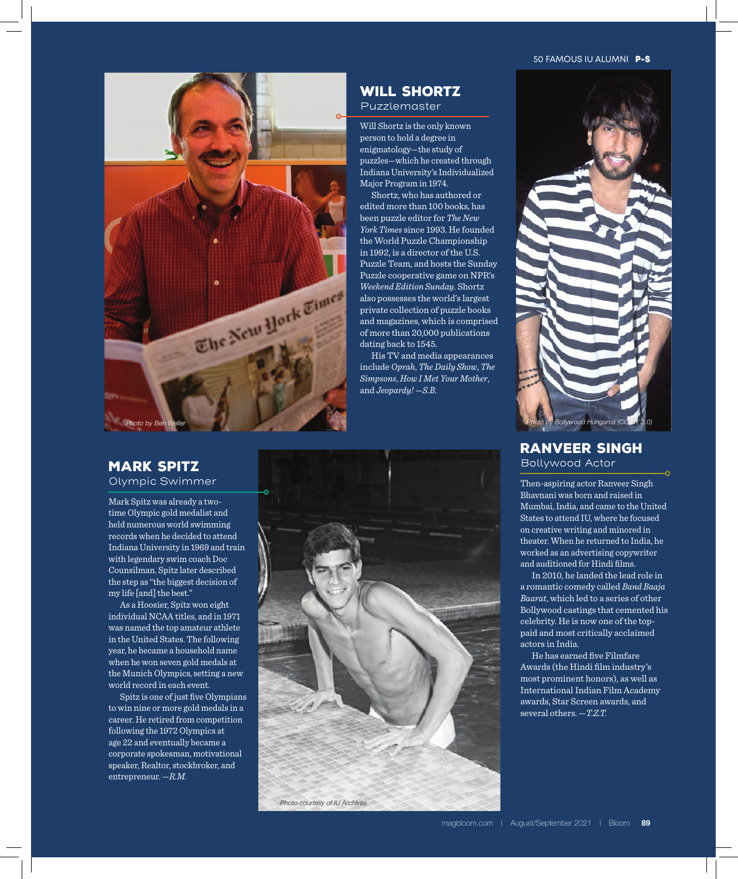## WILL SHORTZ

Puzzlemaster

Will Shortz is the only known person to hold a degree in enigmatology—the study of puzzles—which he created through Indiana University's Individualized Major Program in 1974.

Shortz, who has authored or edited more than 100 books, has been puzzle editor for *The New York Times* since 1993. He founded the World Puzzle Championship in 1992, is a director of the U.S. Puzzle Team, and hosts the Sunday Puzzle cooperative game on NPR's *Weekend Edition Sunday*. Shortz also possesses the world's largest private collection of puzzle books and magazines, which is comprised of more than 20,000 publications dating back to 1545.

His TV and media appearances include *Oprah*, *The Daily Show*, *The Simpsons*, *How I Met Your Mother*, and *Jeopardy!* —*S.B.*

Photo by Ben Weller

## RANVEER SINGH

Bollywood Actor

Then-aspiring actor Ranveer Singh Bhavnani was born and raised in Mumbai, India, and came to the United States to attend IU, where he focused on creative writing and minored in theater. When he returned to India, he worked as an advertising copywriter and auditioned for Hindi films.

In 2010, he landed the lead role in a romantic comedy called *Band Baaja Baarat*, which led to a series of other Bollywood castings that cemented his celebrity. He is now one of the top-paid and most critically acclaimed actors in India.

He has earned five Filmfare Awards (the Hindi film industry's most prominent honors), as well as International Indian Film Academy awards, Star Screen awards, and several others. —*T.Z.T.*

Photo by Bollywood Hungama (CC BY 3.0)

## MARK SPITZ

Olympic Swimmer

Mark Spitz was already a two-time Olympic gold medalist and held numerous world swimming records when he decided to attend Indiana University in 1969 and train with legendary swim coach Doc Counsilman. Spitz later described the step as "the biggest decision of my life [and] the best."

As a Hoosier, Spitz won eight individual NCAA titles, and in 1971 was named the top amateur athlete in the United States. The following year, he became a household name when he won seven gold medals at the Munich Olympics, setting a new world record in each event.

Spitz is one of just five Olympians to win nine or more gold medals in a career. He retired from competition following the 1972 Olympics at age 22 and eventually became a corporate spokesman, motivational speaker, Realtor, stockbroker, and entrepreneur. —*R.M.*

Photo courtesy of IU Archives